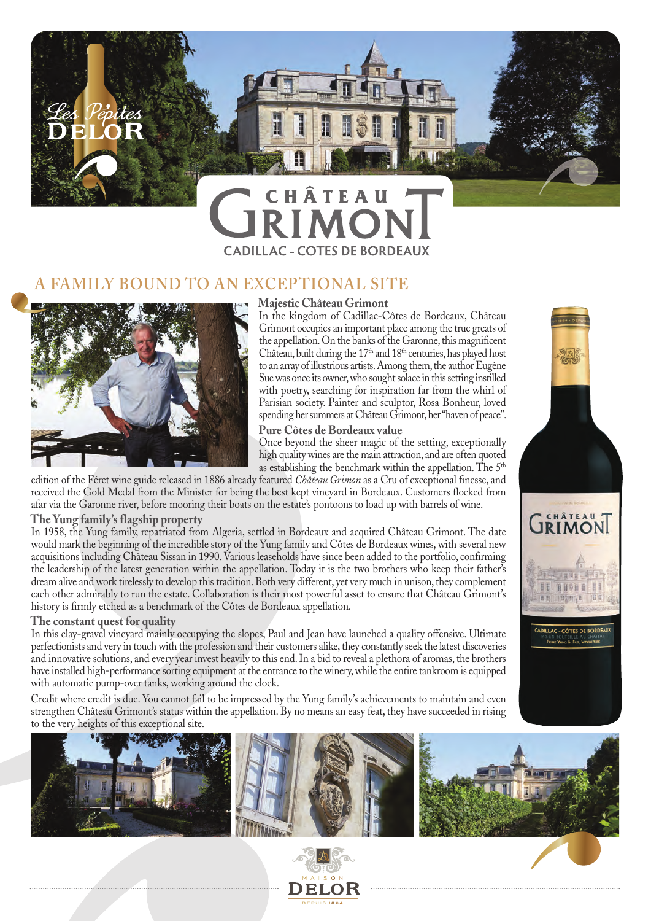Les Pépites DELOR

# CHÂTEAU GRIMONT

CADILLAC - COTES DE BORDEAUX

## A FAMILY BOUND TO AN EXCEPTIONAL SITE

### Majestic Château Grimont

In the kingdom of Cadillac-Côtes de Bordeaux, Château Grimont occupies an important place among the true greats of the appellation. On the banks of the Garonne, this magnificent Château, built during the 17th and 18th centuries, has played host to an array of illustrious artists. Among them, the author Eugène Sue was once its owner, who sought solace in this setting instilled with poetry, searching for inspiration far from the whirl of Parisian society. Painter and sculptor, Rosa Bonheur, loved spending her summers at Château Grimont, her "haven of peace".

### Pure Côtes de Bordeaux value

Once beyond the sheer magic of the setting, exceptionally high quality wines are the main attraction, and are often quoted as establishing the benchmark within the appellation. The 5th edition of the Féret wine guide released in 1886 already featured *Château Grimon* as a Cru of exceptional finesse, and received the Gold Medal from the Minister for being the best kept vineyard in Bordeaux. Customers flocked from afar via the Garonne river, before mooring their boats on the estate's pontoons to load up with barrels of wine.

### The Yung family's flagship property

In 1958, the Yung family, repatriated from Algeria, settled in Bordeaux and acquired Château Grimont. The date would mark the beginning of the incredible story of the Yung family and Côtes de Bordeaux wines, with several new acquisitions including Château Sissan in 1990. Various leaseholds have since been added to the portfolio, confirming the leadership of the latest generation within the appellation. Today it is the two brothers who keep their father's dream alive and work tirelessly to develop this tradition. Both very different, yet very much in unison, they complement each other admirably to run the estate. Collaboration is their most powerful asset to ensure that Château Grimont's history is firmly etched as a benchmark of the Côtes de Bordeaux appellation.

### The constant quest for quality

In this clay-gravel vineyard mainly occupying the slopes, Paul and Jean have launched a quality offensive. Ultimate perfectionists and very in touch with the profession and their customers alike, they constantly seek the latest discoveries and innovative solutions, and every year invest heavily to this end. In a bid to reveal a plethora of aromas, the brothers have installed high-performance sorting equipment at the entrance to the winery, while the entire tankroom is equipped with automatic pump-over tanks, working around the clock.

Credit where credit is due. You cannot fail to be impressed by the Yung family's achievements to maintain and even strengthen Château Grimont's status within the appellation. By no means an easy feat, they have succeeded in rising to the very heights of this exceptional site.

MAISON DELOR DEPUIS 1864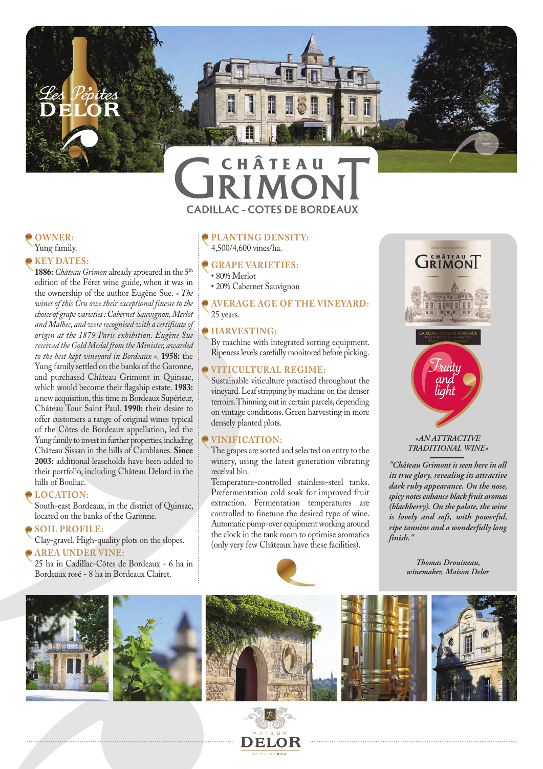Les Pépites DELOR

# CHÂTEAU GRIMONT

## CADILLAC - COTES DE BORDEAUX

**OWNER:**
Yung family.

**KEY DATES:**
**1886:** *Château Grimon* already appeared in the 5th edition of the Féret wine guide, when it was in the ownership of the author Eugène Sue. *« The wines of this Cru owe their exceptional finesse to the choice of grape varieties : Cabernet Sauvignon, Merlot and Malbec, and were recognised with a certificate of origin at the 1879 Paris exhibition. Eugène Sue received the Gold Medal from the Minister, awarded to the best kept vineyard in Bordeaux »*. **1958:** the Yung family settled on the banks of the Garonne, and purchased Château Grimont in Quinsac, which would become their flagship estate. **1983:** a new acquisition, this time in Bordeaux Supérieur, Château Tour Saint Paul. **1990:** their desire to offer customers a range of original wines typical of the Côtes de Bordeaux appellation, led the Yung family to invest in further properties, including Château Sissan in the hills of Camblanes. **Since 2003:** additional leaseholds have been added to their portfolio, including Château Delord in the hills of Bouliac.

**LOCATION:**
South-east Bordeaux, in the district of Quinsac, located on the banks of the Garonne.

**SOIL PROFILE:**
Clay-gravel. High-quality plots on the slopes.

**AREA UNDER VINE:**
25 ha in Cadillac-Côtes de Bordeaux - 6 ha in Bordeaux rosé - 8 ha in Bordeaux Clairet.

**PLANTING DENSITY:**
4,500/4,600 vines/ha.

**GRAPE VARIETIES:**
- 80% Merlot
- 20% Cabernet Sauvignon

**AVERAGE AGE OF THE VINEYARD:**
25 years.

**HARVESTING:**
By machine with integrated sorting equipment. Ripeness levels carefully monitored before picking.

**VITICULTURAL REGIME:**
Sustainable viticulture practised throughout the vineyard. Leaf stripping by machine on the denser terroirs. Thinning out in certain parcels, depending on vintage conditions. Green harvesting in more densely planted plots.

**VINIFICATION:**
The grapes are sorted and selected on entry to the winery, using the latest generation vibrating receival bin.
Temperature-controlled stainless-steel tanks. Prefermentation cold soak for improved fruit extraction. Fermentation temperatures are controlled to finetune the desired type of wine. Automatic pump-over equipment working around the clock in the tank room to optimise aromatics (only very few Châteaux have these facilities).

Fruity and light

*«AN ATTRACTIVE TRADITIONAL WINE»*

***"Château Grimont is seen here in all its true glory, revealing its attractive dark ruby appearance. On the nose, spicy notes enhance black fruit aromas (blackberry). On the palate, the wine is lovely and soft, with powerful, ripe tannins and a wonderfully long finish."***

***Thomas Drouineau, winemaker, Maison Delor***

MAISON DELOR
DEPUIS 1864